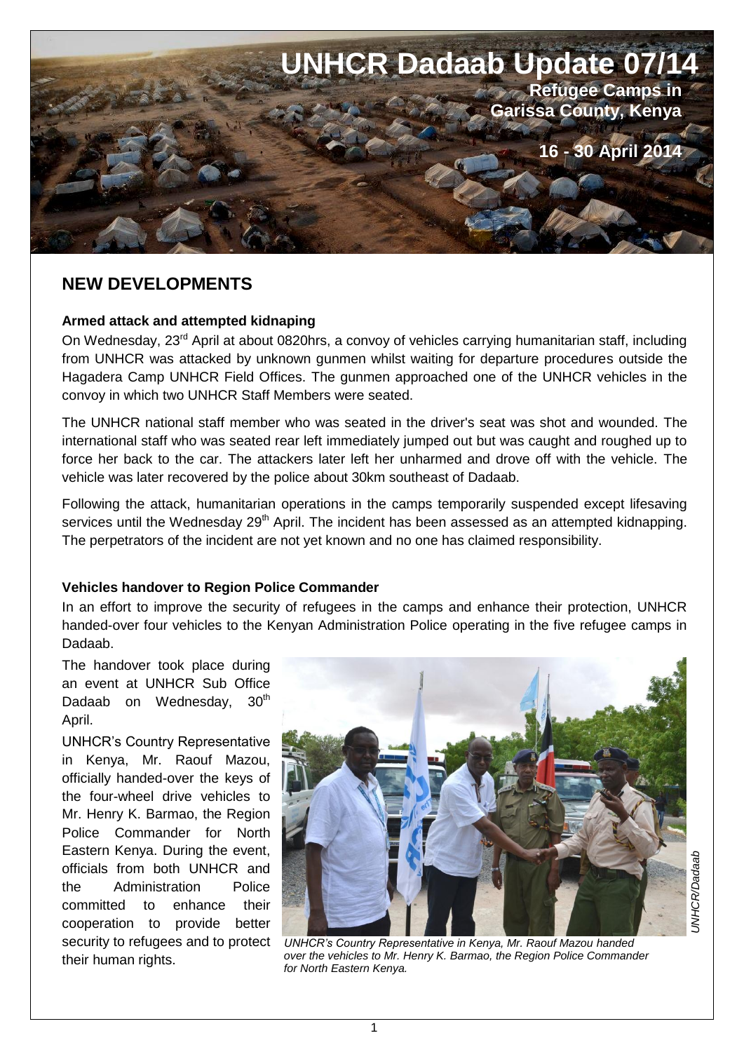# UNHCR Dadaab Update 07/14

**Refugee Camps in Garissa County, Kenya**

**16 - 30 April 2014**

## NEW DEVELOPMENTS

### Armed attack and attempted kidnaping

On Wednesday, 23rd April at about 0820hrs, a convoy of vehicles carrying humanitarian staff, including from UNHCR was attacked by unknown gunmen whilst waiting for departure procedures outside the Hagadera Camp UNHCR Field Offices. The gunmen approached one of the UNHCR vehicles in the convoy in which two UNHCR Staff Members were seated.

The UNHCR national staff member who was seated in the driver's seat was shot and wounded. The international staff who was seated rear left immediately jumped out but was caught and roughed up to force her back to the car. The attackers later left her unharmed and drove off with the vehicle. The vehicle was later recovered by the police about 30km southeast of Dadaab.

Following the attack, humanitarian operations in the camps temporarily suspended except lifesaving services until the Wednesday 29th April. The incident has been assessed as an attempted kidnapping. The perpetrators of the incident are not yet known and no one has claimed responsibility.

### Vehicles handover to Region Police Commander

In an effort to improve the security of refugees in the camps and enhance their protection, UNHCR handed-over four vehicles to the Kenyan Administration Police operating in the five refugee camps in Dadaab.

The handover took place during an event at UNHCR Sub Office Dadaab on Wednesday, 30th April.

UNHCR's Country Representative in Kenya, Mr. Raouf Mazou, officially handed-over the keys of the four-wheel drive vehicles to Mr. Henry K. Barmao, the Region Police Commander for North Eastern Kenya. During the event, officials from both UNHCR and the Administration Police committed to enhance their cooperation to provide better security to refugees and to protect their human rights.

*UNHCR's Country Representative in Kenya, Mr. Raouf Mazou handed over the vehicles to Mr. Henry K. Barmao, the Region Police Commander for North Eastern Kenya.*

*UNHCR/Dadaab*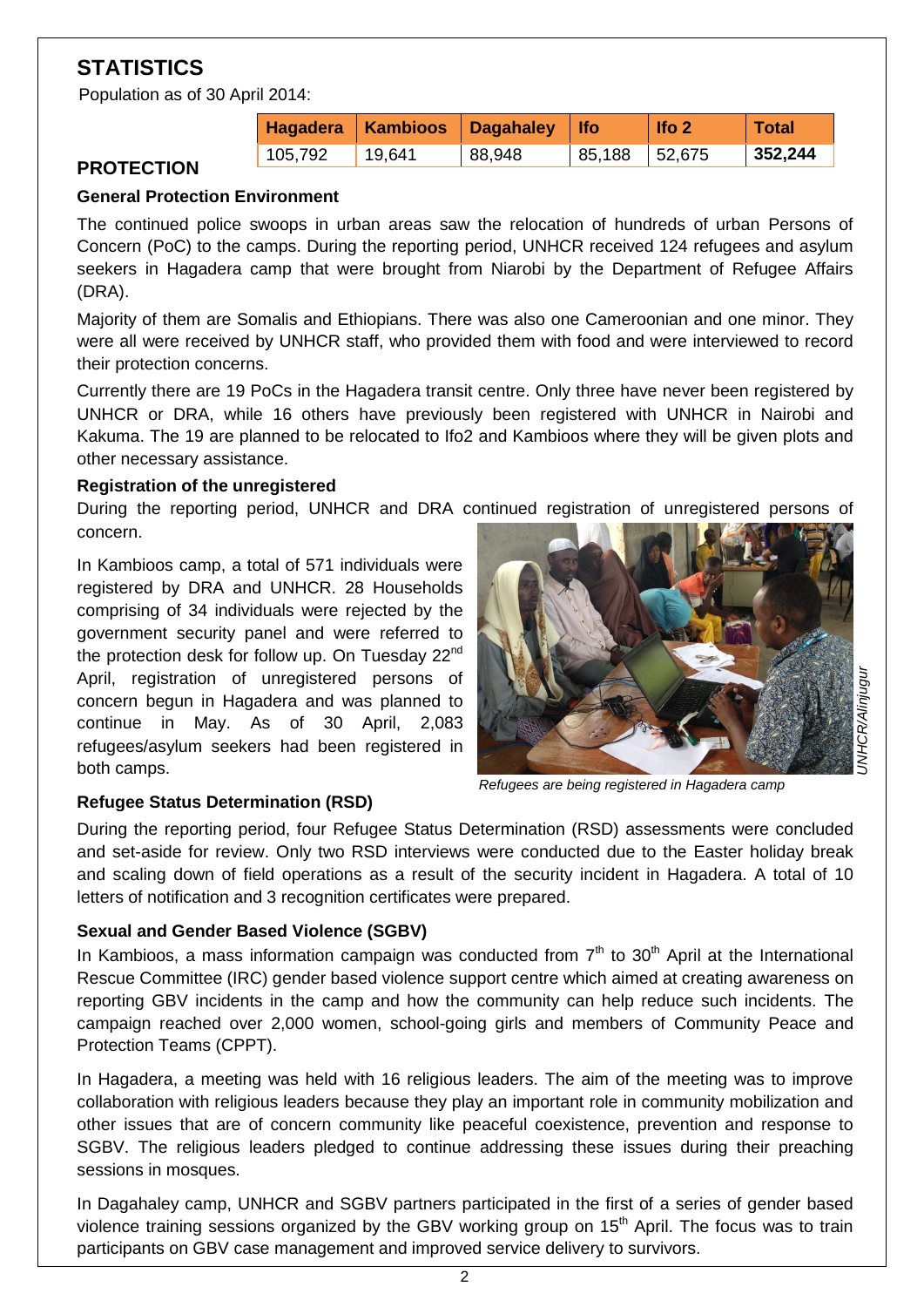## STATISTICS

Population as of 30 April 2014:

| Hagadera | Kambioos | Dagahaley | Ifo | Ifo 2 | Total |
|---|---|---|---|---|---|
| 105,792 | 19,641 | 88,948 | 85,188 | 52,675 | **352,244** |

## PROTECTION

### General Protection Environment

The continued police swoops in urban areas saw the relocation of hundreds of urban Persons of Concern (PoC) to the camps. During the reporting period, UNHCR received 124 refugees and asylum seekers in Hagadera camp that were brought from Niarobi by the Department of Refugee Affairs (DRA).

Majority of them are Somalis and Ethiopians. There was also one Cameroonian and one minor. They were all were received by UNHCR staff, who provided them with food and were interviewed to record their protection concerns.

Currently there are 19 PoCs in the Hagadera transit centre. Only three have never been registered by UNHCR or DRA, while 16 others have previously been registered with UNHCR in Nairobi and Kakuma. The 19 are planned to be relocated to Ifo2 and Kambioos where they will be given plots and other necessary assistance.

### Registration of the unregistered

During the reporting period, UNHCR and DRA continued registration of unregistered persons of concern.

In Kambioos camp, a total of 571 individuals were registered by DRA and UNHCR. 28 Households comprising of 34 individuals were rejected by the government security panel and were referred to the protection desk for follow up. On Tuesday 22nd April, registration of unregistered persons of concern begun in Hagadera and was planned to continue in May. As of 30 April, 2,083 refugees/asylum seekers had been registered in both camps.

UNHCR/Alinjugur

*Refugees are being registered in Hagadera camp*

### Refugee Status Determination (RSD)

During the reporting period, four Refugee Status Determination (RSD) assessments were concluded and set-aside for review. Only two RSD interviews were conducted due to the Easter holiday break and scaling down of field operations as a result of the security incident in Hagadera. A total of 10 letters of notification and 3 recognition certificates were prepared.

### Sexual and Gender Based Violence (SGBV)

In Kambioos, a mass information campaign was conducted from 7th to 30th April at the International Rescue Committee (IRC) gender based violence support centre which aimed at creating awareness on reporting GBV incidents in the camp and how the community can help reduce such incidents. The campaign reached over 2,000 women, school-going girls and members of Community Peace and Protection Teams (CPPT).

In Hagadera, a meeting was held with 16 religious leaders. The aim of the meeting was to improve collaboration with religious leaders because they play an important role in community mobilization and other issues that are of concern community like peaceful coexistence, prevention and response to SGBV. The religious leaders pledged to continue addressing these issues during their preaching sessions in mosques.

In Dagahaley camp, UNHCR and SGBV partners participated in the first of a series of gender based violence training sessions organized by the GBV working group on 15th April. The focus was to train participants on GBV case management and improved service delivery to survivors.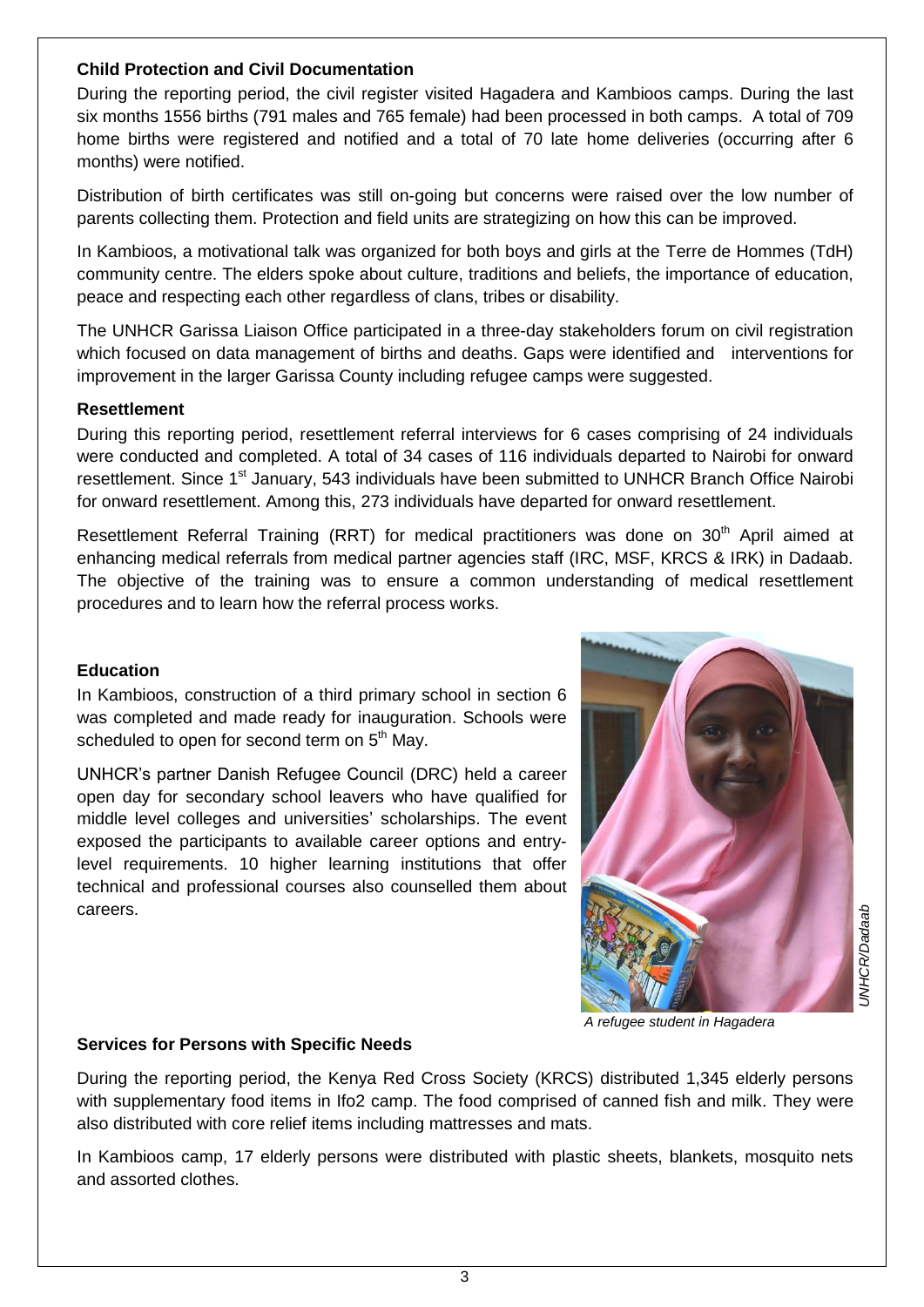**Child Protection and Civil Documentation**

During the reporting period, the civil register visited Hagadera and Kambioos camps. During the last six months 1556 births (791 males and 765 female) had been processed in both camps. A total of 709 home births were registered and notified and a total of 70 late home deliveries (occurring after 6 months) were notified.

Distribution of birth certificates was still on-going but concerns were raised over the low number of parents collecting them. Protection and field units are strategizing on how this can be improved.

In Kambioos, a motivational talk was organized for both boys and girls at the Terre de Hommes (TdH) community centre. The elders spoke about culture, traditions and beliefs, the importance of education, peace and respecting each other regardless of clans, tribes or disability.

The UNHCR Garissa Liaison Office participated in a three-day stakeholders forum on civil registration which focused on data management of births and deaths. Gaps were identified and interventions for improvement in the larger Garissa County including refugee camps were suggested.

**Resettlement**

During this reporting period, resettlement referral interviews for 6 cases comprising of 24 individuals were conducted and completed. A total of 34 cases of 116 individuals departed to Nairobi for onward resettlement. Since 1st January, 543 individuals have been submitted to UNHCR Branch Office Nairobi for onward resettlement. Among this, 273 individuals have departed for onward resettlement.

Resettlement Referral Training (RRT) for medical practitioners was done on 30th April aimed at enhancing medical referrals from medical partner agencies staff (IRC, MSF, KRCS & IRK) in Dadaab. The objective of the training was to ensure a common understanding of medical resettlement procedures and to learn how the referral process works.

**Education**

In Kambioos, construction of a third primary school in section 6 was completed and made ready for inauguration. Schools were scheduled to open for second term on 5th May.

UNHCR's partner Danish Refugee Council (DRC) held a career open day for secondary school leavers who have qualified for middle level colleges and universities' scholarships. The event exposed the participants to available career options and entry-level requirements. 10 higher learning institutions that offer technical and professional courses also counselled them about careers.

*UNHCR/Dadaab*

*A refugee student in Hagadera*

**Services for Persons with Specific Needs**

During the reporting period, the Kenya Red Cross Society (KRCS) distributed 1,345 elderly persons with supplementary food items in Ifo2 camp. The food comprised of canned fish and milk. They were also distributed with core relief items including mattresses and mats.

In Kambioos camp, 17 elderly persons were distributed with plastic sheets, blankets, mosquito nets and assorted clothes.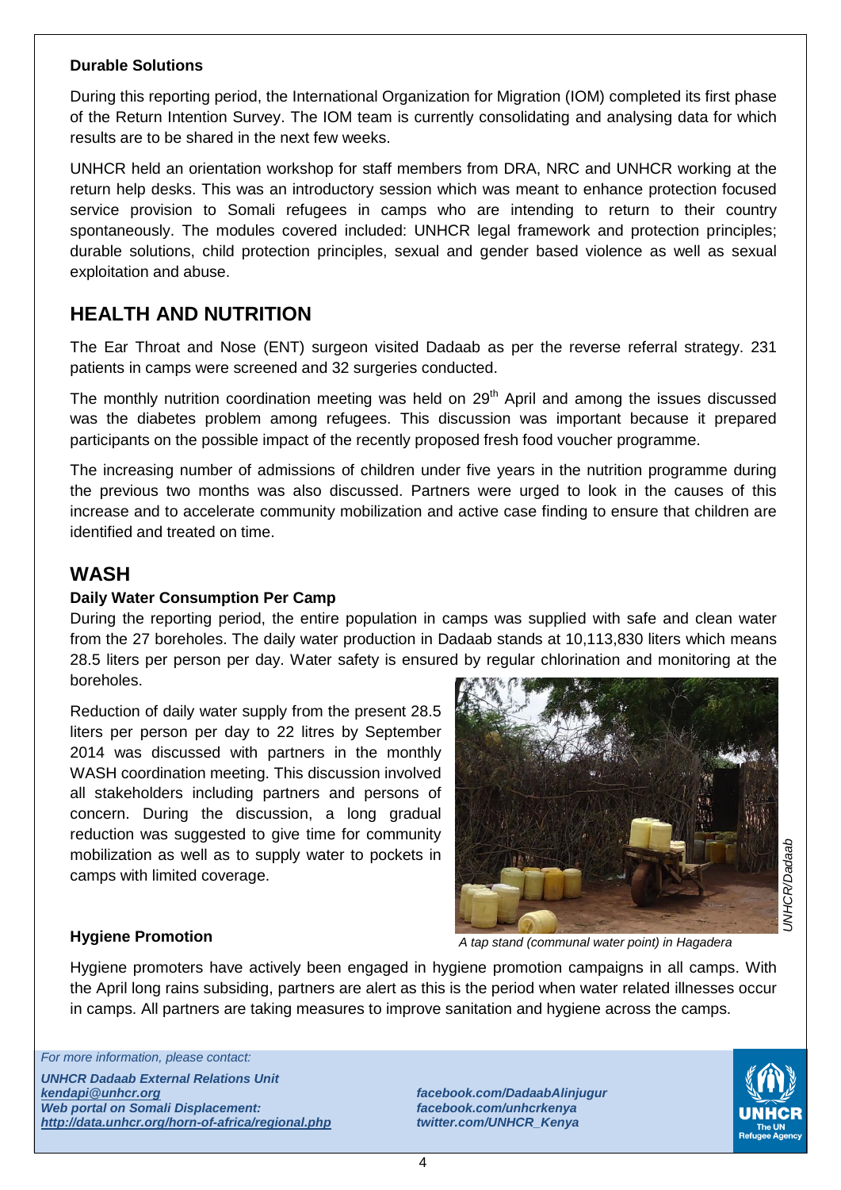### Durable Solutions

During this reporting period, the International Organization for Migration (IOM) completed its first phase of the Return Intention Survey. The IOM team is currently consolidating and analysing data for which results are to be shared in the next few weeks.

UNHCR held an orientation workshop for staff members from DRA, NRC and UNHCR working at the return help desks. This was an introductory session which was meant to enhance protection focused service provision to Somali refugees in camps who are intending to return to their country spontaneously. The modules covered included: UNHCR legal framework and protection principles; durable solutions, child protection principles, sexual and gender based violence as well as sexual exploitation and abuse.

## HEALTH AND NUTRITION

The Ear Throat and Nose (ENT) surgeon visited Dadaab as per the reverse referral strategy. 231 patients in camps were screened and 32 surgeries conducted.

The monthly nutrition coordination meeting was held on 29th April and among the issues discussed was the diabetes problem among refugees. This discussion was important because it prepared participants on the possible impact of the recently proposed fresh food voucher programme.

The increasing number of admissions of children under five years in the nutrition programme during the previous two months was also discussed. Partners were urged to look in the causes of this increase and to accelerate community mobilization and active case finding to ensure that children are identified and treated on time.

## WASH

### Daily Water Consumption Per Camp

During the reporting period, the entire population in camps was supplied with safe and clean water from the 27 boreholes. The daily water production in Dadaab stands at 10,113,830 liters which means 28.5 liters per person per day. Water safety is ensured by regular chlorination and monitoring at the boreholes.

Reduction of daily water supply from the present 28.5 liters per person per day to 22 litres by September 2014 was discussed with partners in the monthly WASH coordination meeting. This discussion involved all stakeholders including partners and persons of concern. During the discussion, a long gradual reduction was suggested to give time for community mobilization as well as to supply water to pockets in camps with limited coverage.

*UNHCR/Dadaab*

*A tap stand (communal water point) in Hagadera*

### Hygiene Promotion

Hygiene promoters have actively been engaged in hygiene promotion campaigns in all camps. With the April long rains subsiding, partners are alert as this is the period when water related illnesses occur in camps. All partners are taking measures to improve sanitation and hygiene across the camps.

*For more information, please contact:*

***UNHCR Dadaab External Relations Unit***
***kendapi@unhcr.org***
***Web portal on Somali Displacement:***
***http://data.unhcr.org/horn-of-africa/regional.php***

***facebook.com/DadaabAlinjugur***
***facebook.com/unhcrkenya***
***twitter.com/UNHCR_Kenya***

UNHCR The UN Refugee Agency